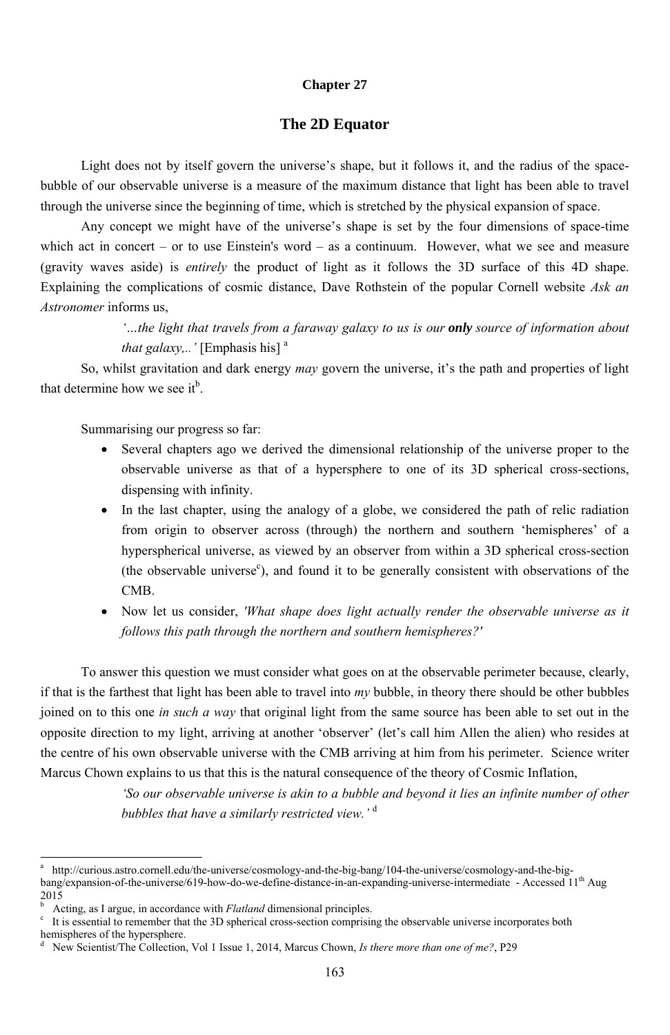# Chapter 27

## The 2D Equator

Light does not by itself govern the universe's shape, but it follows it, and the radius of the space-bubble of our observable universe is a measure of the maximum distance that light has been able to travel through the universe since the beginning of time, which is stretched by the physical expansion of space.

Any concept we might have of the universe's shape is set by the four dimensions of space-time which act in concert – or to use Einstein's word – as a continuum. However, what we see and measure (gravity waves aside) is *entirely* the product of light as it follows the 3D surface of this 4D shape. Explaining the complications of cosmic distance, Dave Rothstein of the popular Cornell website *Ask an Astronomer* informs us,

> *'…the light that travels from a faraway galaxy to us is our* ***only*** *source of information about that galaxy,..'* [Emphasis his] [a]

So, whilst gravitation and dark energy *may* govern the universe, it's the path and properties of light that determine how we see it[b].

Summarising our progress so far:

- Several chapters ago we derived the dimensional relationship of the universe proper to the observable universe as that of a hypersphere to one of its 3D spherical cross-sections, dispensing with infinity.
- In the last chapter, using the analogy of a globe, we considered the path of relic radiation from origin to observer across (through) the northern and southern 'hemispheres' of a hyperspherical universe, as viewed by an observer from within a 3D spherical cross-section (the observable universe[c]), and found it to be generally consistent with observations of the CMB.
- Now let us consider, *'What shape does light actually render the observable universe as it follows this path through the northern and southern hemispheres?'*

To answer this question we must consider what goes on at the observable perimeter because, clearly, if that is the farthest that light has been able to travel into *my* bubble, in theory there should be other bubbles joined on to this one *in such a way* that original light from the same source has been able to set out in the opposite direction to my light, arriving at another 'observer' (let's call him Λllen the alien) who resides at the centre of his own observable universe with the CMB arriving at him from his perimeter. Science writer Marcus Chown explains to us that this is the natural consequence of the theory of Cosmic Inflation,

> *'So our observable universe is akin to a bubble and beyond it lies an infinite number of other bubbles that have a similarly restricted view.'* [d]

---

[a] http://curious.astro.cornell.edu/the-universe/cosmology-and-the-big-bang/104-the-universe/cosmology-and-the-big-bang/expansion-of-the-universe/619-how-do-we-define-distance-in-an-expanding-universe-intermediate - Accessed 11th Aug 2015

[b] Acting, as I argue, in accordance with *Flatland* dimensional principles.

[c] It is essential to remember that the 3D spherical cross-section comprising the observable universe incorporates both hemispheres of the hypersphere.

[d] New Scientist/The Collection, Vol 1 Issue 1, 2014, Marcus Chown, *Is there more than one of me?*, P29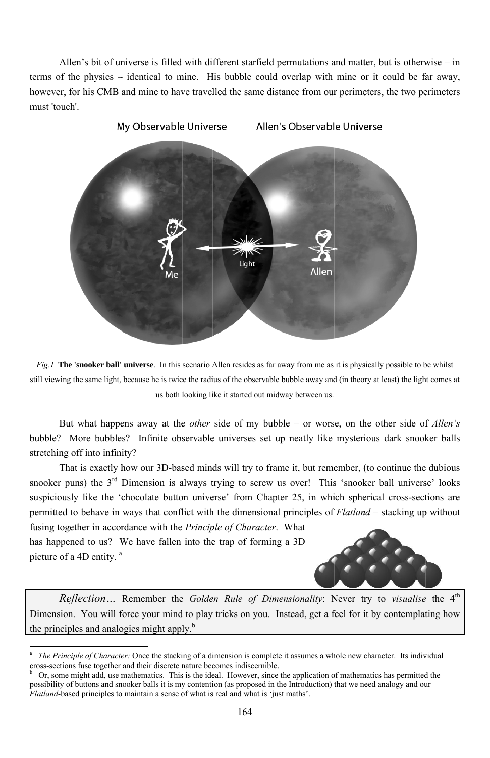Allen's bit of universe is filled with different starfield permutations and matter, but is otherwise – in terms of the physics – identical to mine. His bubble could overlap with mine or it could be far away, however, for his CMB and mine to have travelled the same distance from our perimeters, the two perimeters must 'touch'.

*Fig.1* **The 'snooker ball' universe**. In this scenario Allen resides as far away from me as it is physically possible to be whilst still viewing the same light, because he is twice the radius of the observable bubble away and (in theory at least) the light comes at us both looking like it started out midway between us.

But what happens away at the *other* side of my bubble – or worse, on the other side of *Allen's* bubble? More bubbles? Infinite observable universes set up neatly like mysterious dark snooker balls stretching off into infinity?

That is exactly how our 3D-based minds will try to frame it, but remember, (to continue the dubious snooker puns) the 3rd Dimension is always trying to screw us over! This 'snooker ball universe' looks suspiciously like the 'chocolate button universe' from Chapter 25, in which spherical cross-sections are permitted to behave in ways that conflict with the dimensional principles of *Flatland* – stacking up without fusing together in accordance with the *Principle of Character*. What has happened to us? We have fallen into the trap of forming a 3D picture of a 4D entity. [a]

> *Reflection…* Remember the *Golden Rule of Dimensionality*: Never try to *visualise* the 4th Dimension. You will force your mind to play tricks on you. Instead, get a feel for it by contemplating how the principles and analogies might apply.[b]

---

[a] *The Principle of Character:* Once the stacking of a dimension is complete it assumes a whole new character. Its individual cross-sections fuse together and their discrete nature becomes indiscernible.

[b] Or, some might add, use mathematics. This is the ideal. However, since the application of mathematics has permitted the possibility of buttons and snooker balls it is my contention (as proposed in the Introduction) that we need analogy and our *Flatland*-based principles to maintain a sense of what is real and what is 'just maths'.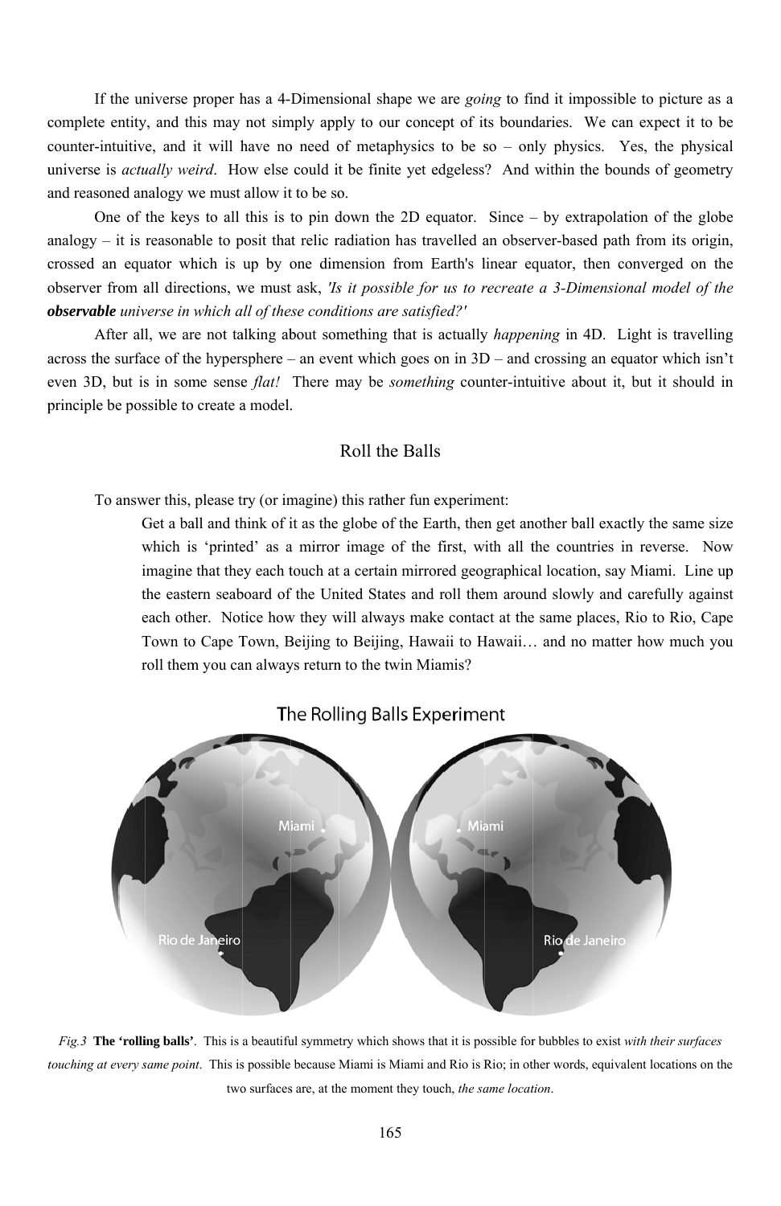If the universe proper has a 4-Dimensional shape we are *going* to find it impossible to picture as a complete entity, and this may not simply apply to our concept of its boundaries. We can expect it to be counter-intuitive, and it will have no need of metaphysics to be so – only physics. Yes, the physical universe is *actually weird*. How else could it be finite yet edgeless? And within the bounds of geometry and reasoned analogy we must allow it to be so.

One of the keys to all this is to pin down the 2D equator. Since – by extrapolation of the globe analogy – it is reasonable to posit that relic radiation has travelled an observer-based path from its origin, crossed an equator which is up by one dimension from Earth's linear equator, then converged on the observer from all directions, we must ask, *'Is it possible for us to recreate a 3-Dimensional model of the* ***observable*** *universe in which all of these conditions are satisfied?'*

After all, we are not talking about something that is actually *happening* in 4D. Light is travelling across the surface of the hypersphere – an event which goes on in 3D – and crossing an equator which isn't even 3D, but is in some sense *flat!* There may be *something* counter-intuitive about it, but it should in principle be possible to create a model.

## Roll the Balls

To answer this, please try (or imagine) this rather fun experiment:

> Get a ball and think of it as the globe of the Earth, then get another ball exactly the same size which is 'printed' as a mirror image of the first, with all the countries in reverse. Now imagine that they each touch at a certain mirrored geographical location, say Miami. Line up the eastern seaboard of the United States and roll them around slowly and carefully against each other. Notice how they will always make contact at the same places, Rio to Rio, Cape Town to Cape Town, Beijing to Beijing, Hawaii to Hawaii… and no matter how much you roll them you can always return to the twin Miamis?

The Rolling Balls Experiment

*Fig.3* **The 'rolling balls'**. This is a beautiful symmetry which shows that it is possible for bubbles to exist *with their surfaces touching at every same point*. This is possible because Miami is Miami and Rio is Rio; in other words, equivalent locations on the two surfaces are, at the moment they touch, *the same location*.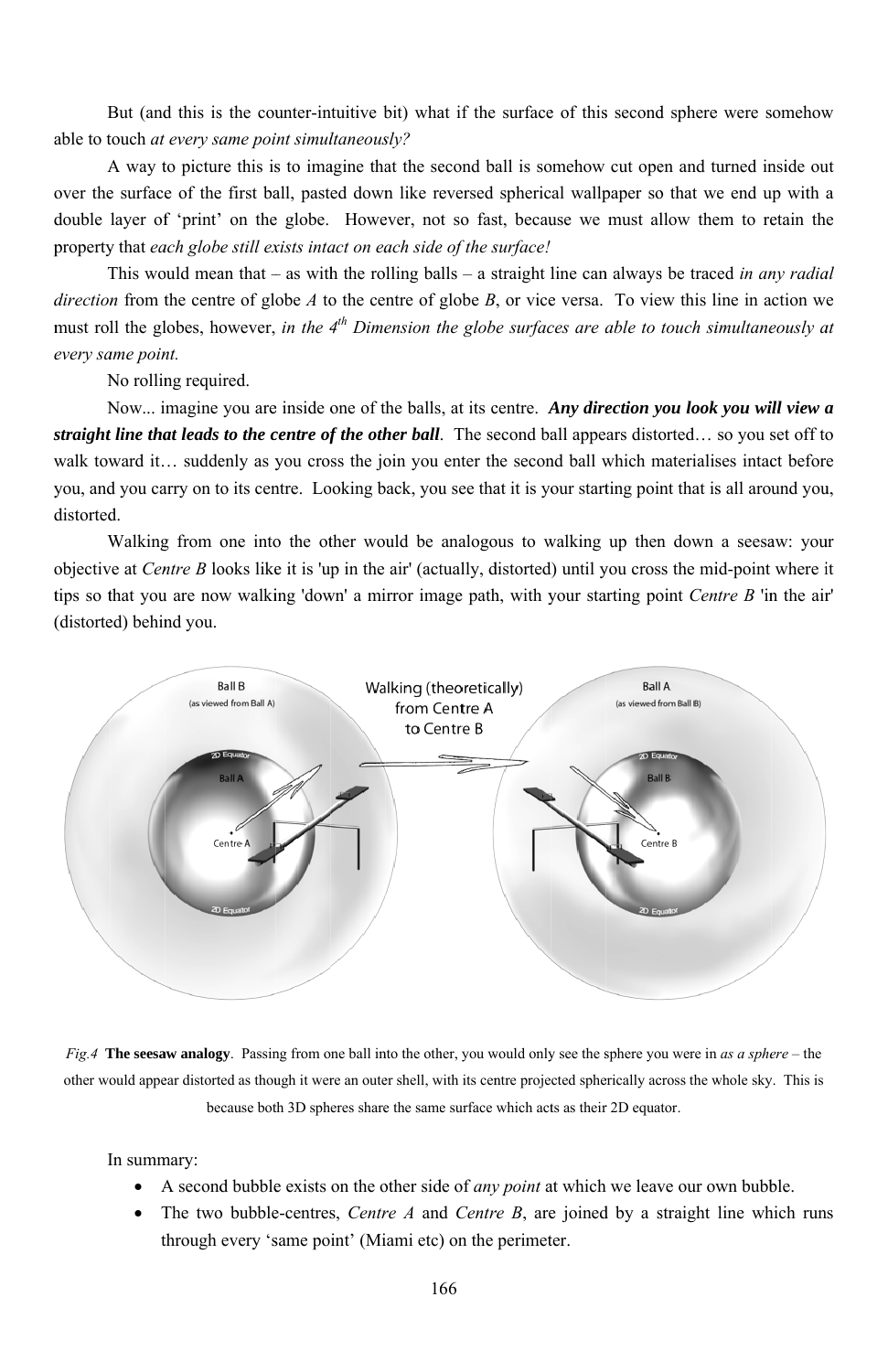But (and this is the counter-intuitive bit) what if the surface of this second sphere were somehow able to touch *at every same point simultaneously?*

A way to picture this is to imagine that the second ball is somehow cut open and turned inside out over the surface of the first ball, pasted down like reversed spherical wallpaper so that we end up with a double layer of 'print' on the globe. However, not so fast, because we must allow them to retain the property that *each globe still exists intact on each side of the surface!*

This would mean that – as with the rolling balls – a straight line can always be traced *in any radial direction* from the centre of globe *A* to the centre of globe *B*, or vice versa. To view this line in action we must roll the globes, however, *in the 4th Dimension the globe surfaces are able to touch simultaneously at every same point.*

No rolling required.

Now... imagine you are inside one of the balls, at its centre. ***Any direction you look you will view a straight line that leads to the centre of the other ball***. The second ball appears distorted… so you set off to walk toward it… suddenly as you cross the join you enter the second ball which materialises intact before you, and you carry on to its centre. Looking back, you see that it is your starting point that is all around you, distorted.

Walking from one into the other would be analogous to walking up then down a seesaw: your objective at *Centre B* looks like it is 'up in the air' (actually, distorted) until you cross the mid-point where it tips so that you are now walking 'down' a mirror image path, with your starting point *Centre B* 'in the air' (distorted) behind you.

*Fig.4* **The seesaw analogy**. Passing from one ball into the other, you would only see the sphere you were in *as a sphere* – the other would appear distorted as though it were an outer shell, with its centre projected spherically across the whole sky. This is because both 3D spheres share the same surface which acts as their 2D equator.

In summary:

- A second bubble exists on the other side of *any point* at which we leave our own bubble.
- The two bubble-centres, *Centre A* and *Centre B*, are joined by a straight line which runs through every 'same point' (Miami etc) on the perimeter.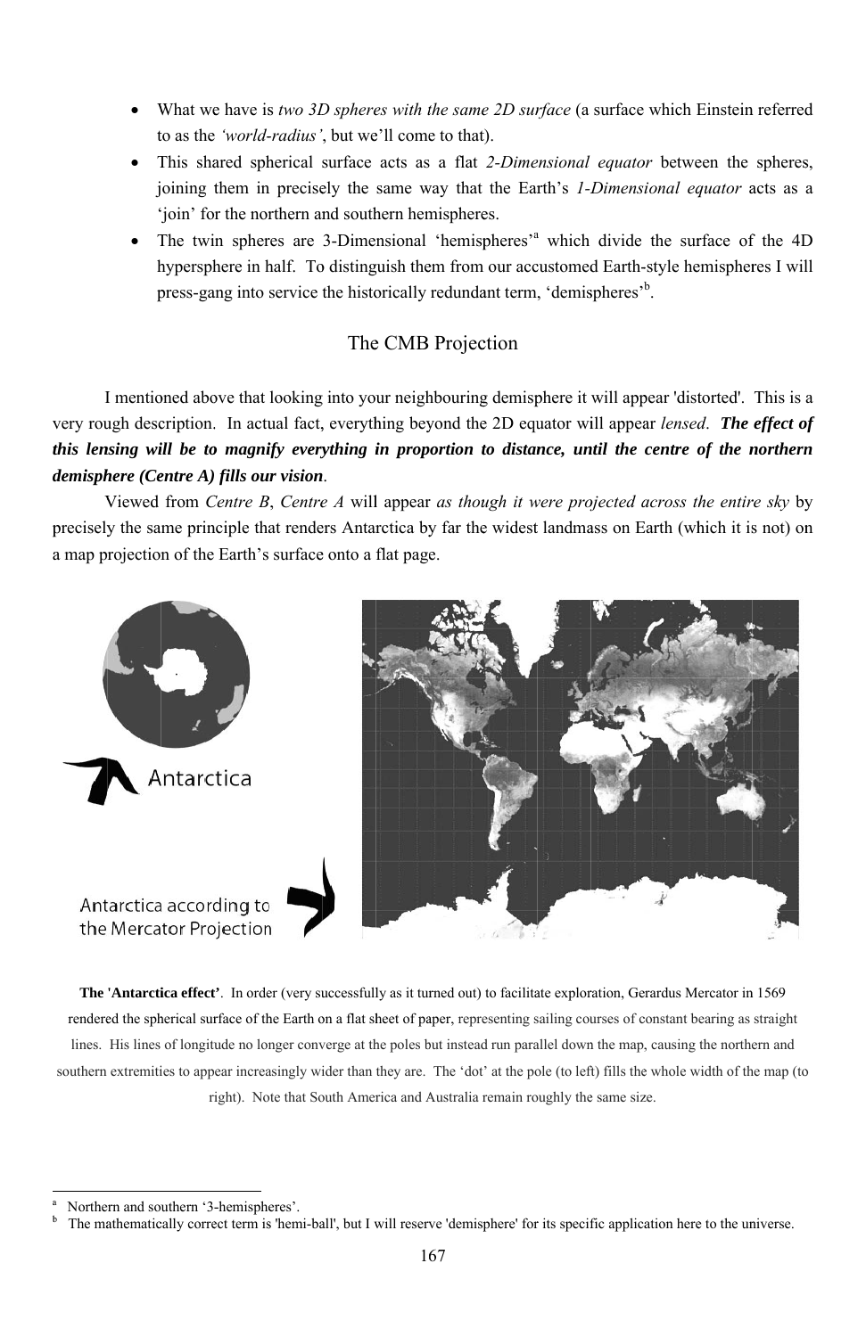- What we have is *two 3D spheres with the same 2D surface* (a surface which Einstein referred to as the *'world-radius'*, but we'll come to that).
- This shared spherical surface acts as a flat *2-Dimensional equator* between the spheres, joining them in precisely the same way that the Earth's *1-Dimensional equator* acts as a 'join' for the northern and southern hemispheres.
- The twin spheres are 3-Dimensional 'hemispheres'[a] which divide the surface of the 4D hypersphere in half. To distinguish them from our accustomed Earth-style hemispheres I will press-gang into service the historically redundant term, 'demispheres'[b].

## The CMB Projection

I mentioned above that looking into your neighbouring demisphere it will appear 'distorted'. This is a very rough description. In actual fact, everything beyond the 2D equator will appear *lensed*. ***The effect of this lensing will be to magnify everything in proportion to distance, until the centre of the northern demisphere (Centre A) fills our vision***.

Viewed from *Centre B*, *Centre A* will appear *as though it were projected across the entire sky* by precisely the same principle that renders Antarctica by far the widest landmass on Earth (which it is not) on a map projection of the Earth's surface onto a flat page.

Antarctica

Antarctica according to the Mercator Projection

**The 'Antarctica effect'**. In order (very successfully as it turned out) to facilitate exploration, Gerardus Mercator in 1569 rendered the spherical surface of the Earth on a flat sheet of paper, representing sailing courses of constant bearing as straight lines. His lines of longitude no longer converge at the poles but instead run parallel down the map, causing the northern and southern extremities to appear increasingly wider than they are. The 'dot' at the pole (to left) fills the whole width of the map (to right). Note that South America and Australia remain roughly the same size.

---

[a] Northern and southern '3-hemispheres'.

[b] The mathematically correct term is 'hemi-ball', but I will reserve 'demisphere' for its specific application here to the universe.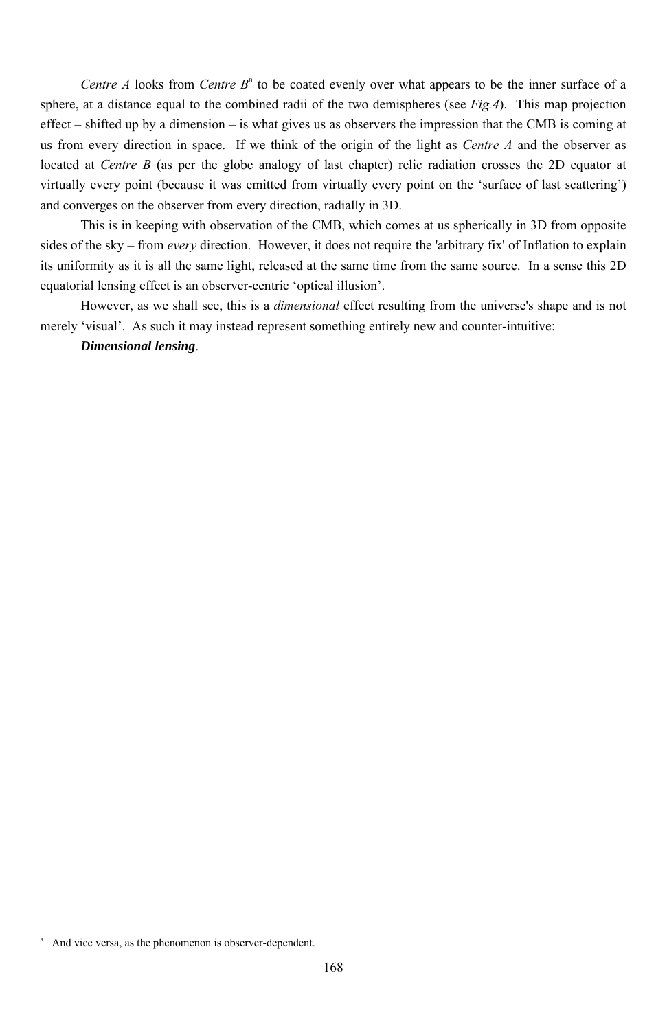*Centre A* looks from *Centre B*[a] to be coated evenly over what appears to be the inner surface of a sphere, at a distance equal to the combined radii of the two demispheres (see *Fig.4*). This map projection effect – shifted up by a dimension – is what gives us as observers the impression that the CMB is coming at us from every direction in space. If we think of the origin of the light as *Centre A* and the observer as located at *Centre B* (as per the globe analogy of last chapter) relic radiation crosses the 2D equator at virtually every point (because it was emitted from virtually every point on the 'surface of last scattering') and converges on the observer from every direction, radially in 3D.

This is in keeping with observation of the CMB, which comes at us spherically in 3D from opposite sides of the sky – from *every* direction. However, it does not require the 'arbitrary fix' of Inflation to explain its uniformity as it is all the same light, released at the same time from the same source. In a sense this 2D equatorial lensing effect is an observer-centric 'optical illusion'.

However, as we shall see, this is a *dimensional* effect resulting from the universe's shape and is not merely 'visual'. As such it may instead represent something entirely new and counter-intuitive:

***Dimensional lensing***.

[a] And vice versa, as the phenomenon is observer-dependent.